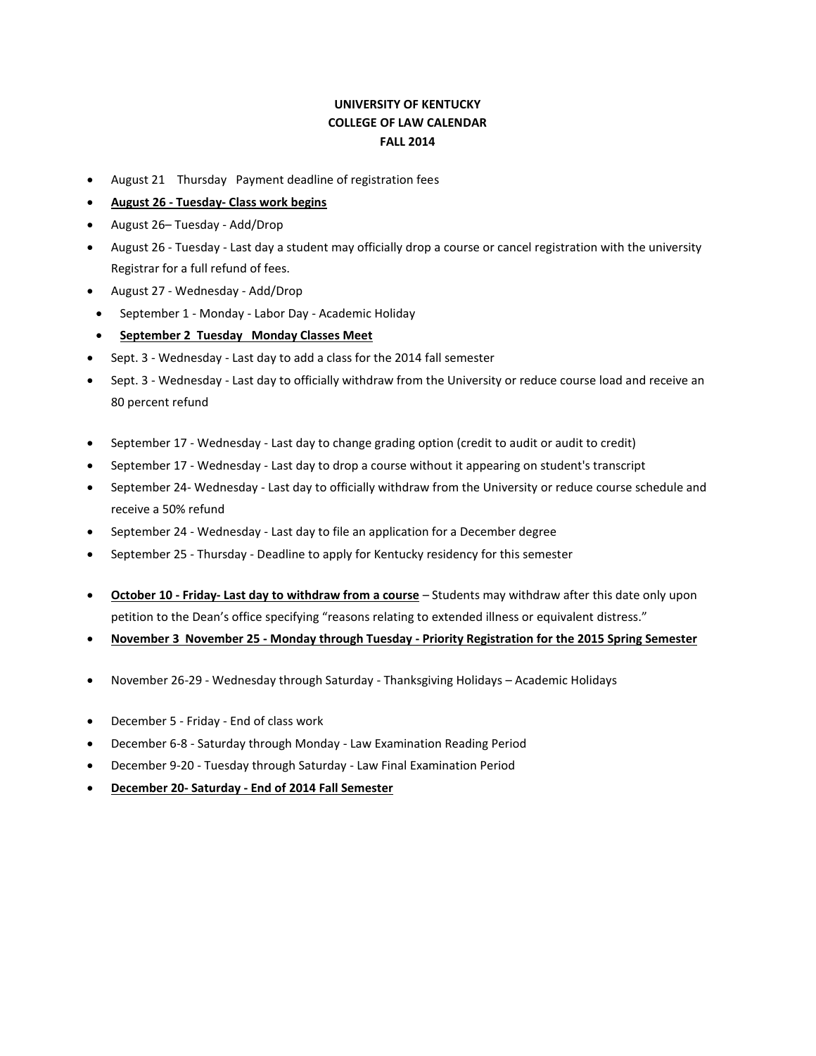**UNIVERSITY OF KENTUCKY**
**COLLEGE OF LAW CALENDAR**
**FALL 2014**

- August 21 Thursday Payment deadline of registration fees
- **<u>August 26 - Tuesday- Class work begins</u>**
- August 26– Tuesday - Add/Drop
- August 26 - Tuesday - Last day a student may officially drop a course or cancel registration with the university Registrar for a full refund of fees.
- August 27 - Wednesday - Add/Drop
- September 1 - Monday - Labor Day - Academic Holiday
- **<u>September 2 Tuesday Monday Classes Meet</u>**
- Sept. 3 - Wednesday - Last day to add a class for the 2014 fall semester
- Sept. 3 - Wednesday - Last day to officially withdraw from the University or reduce course load and receive an 80 percent refund

- September 17 - Wednesday - Last day to change grading option (credit to audit or audit to credit)
- September 17 - Wednesday - Last day to drop a course without it appearing on student's transcript
- September 24- Wednesday - Last day to officially withdraw from the University or reduce course schedule and receive a 50% refund
- September 24 - Wednesday - Last day to file an application for a December degree
- September 25 - Thursday - Deadline to apply for Kentucky residency for this semester

- **<u>October 10 - Friday- Last day to withdraw from a course</u>** – Students may withdraw after this date only upon petition to the Dean's office specifying "reasons relating to extended illness or equivalent distress."
- **<u>November 3 November 25 - Monday through Tuesday - Priority Registration for the 2015 Spring Semester</u>**

- November 26-29 - Wednesday through Saturday - Thanksgiving Holidays – Academic Holidays

- December 5 - Friday - End of class work
- December 6-8 - Saturday through Monday - Law Examination Reading Period
- December 9-20 - Tuesday through Saturday - Law Final Examination Period
- **<u>December 20- Saturday - End of 2014 Fall Semester</u>**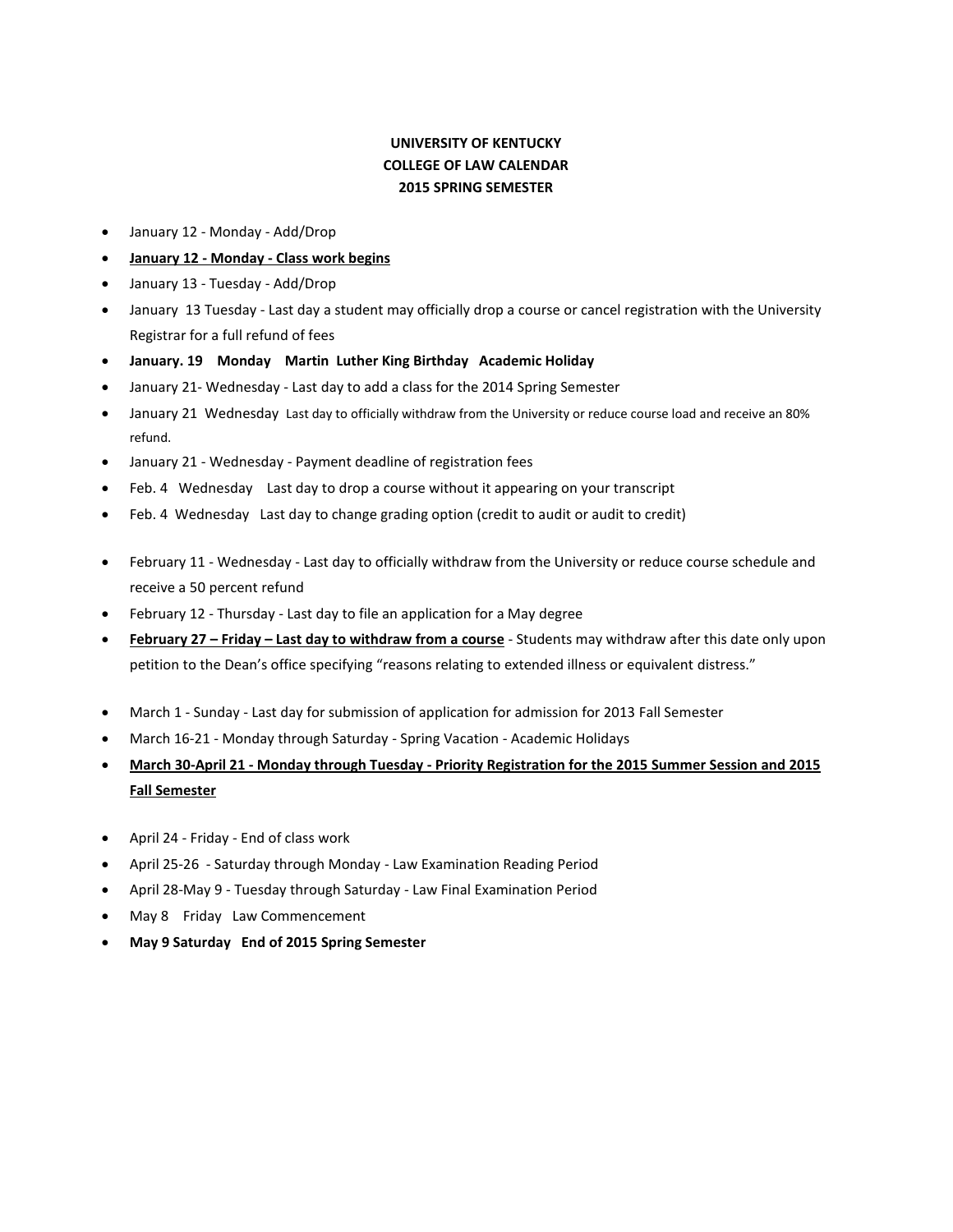**UNIVERSITY OF KENTUCKY**
**COLLEGE OF LAW CALENDAR**
**2015 SPRING SEMESTER**

- January 12 - Monday - Add/Drop
- **<u>January 12 - Monday - Class work begins</u>**
- January 13 - Tuesday - Add/Drop
- January 13 Tuesday - Last day a student may officially drop a course or cancel registration with the University Registrar for a full refund of fees
- **January. 19 Monday Martin Luther King Birthday Academic Holiday**
- January 21- Wednesday - Last day to add a class for the 2014 Spring Semester
- January 21 Wednesday Last day to officially withdraw from the University or reduce course load and receive an 80% refund.
- January 21 - Wednesday - Payment deadline of registration fees
- Feb. 4 Wednesday Last day to drop a course without it appearing on your transcript
- Feb. 4 Wednesday Last day to change grading option (credit to audit or audit to credit)
- February 11 - Wednesday - Last day to officially withdraw from the University or reduce course schedule and receive a 50 percent refund
- February 12 - Thursday - Last day to file an application for a May degree
- **<u>February 27 – Friday – Last day to withdraw from a course</u>** - Students may withdraw after this date only upon petition to the Dean's office specifying "reasons relating to extended illness or equivalent distress."
- March 1 - Sunday - Last day for submission of application for admission for 2013 Fall Semester
- March 16-21 - Monday through Saturday - Spring Vacation - Academic Holidays
- **<u>March 30-April 21 - Monday through Tuesday - Priority Registration for the 2015 Summer Session and 2015 Fall Semester</u>**
- April 24 - Friday - End of class work
- April 25-26 - Saturday through Monday - Law Examination Reading Period
- April 28-May 9 - Tuesday through Saturday - Law Final Examination Period
- May 8 Friday Law Commencement
- **May 9 Saturday End of 2015 Spring Semester**